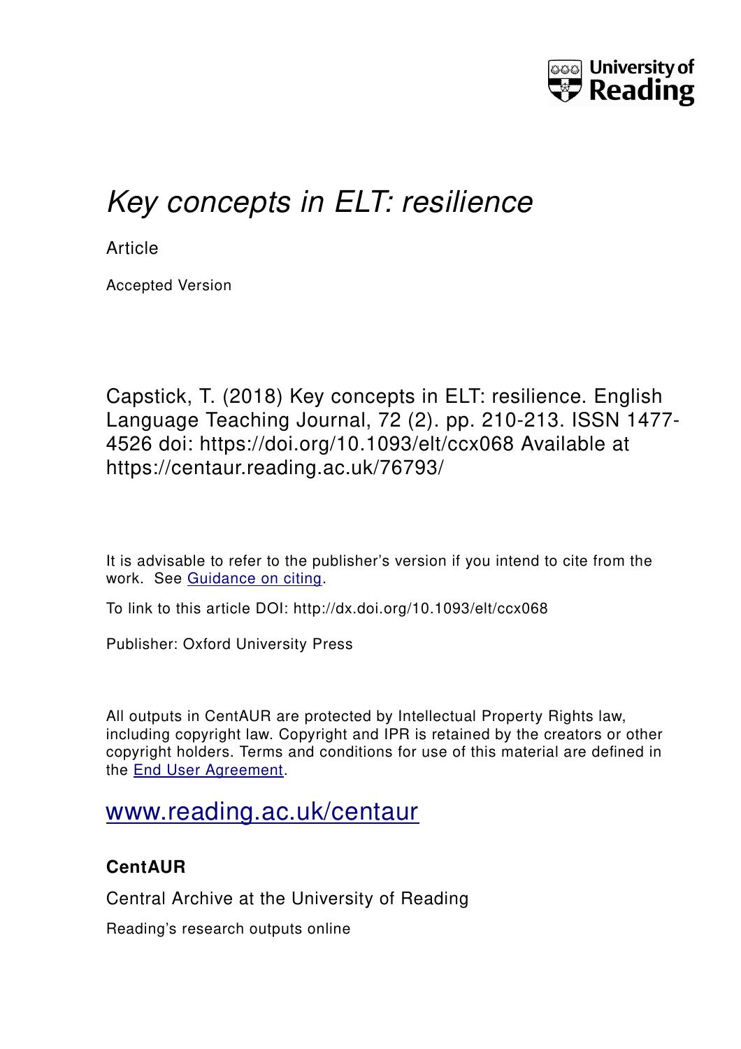University of Reading

# *Key concepts in ELT: resilience*

Article

Accepted Version

Capstick, T. (2018) Key concepts in ELT: resilience. English Language Teaching Journal, 72 (2). pp. 210-213. ISSN 1477-4526 doi: https://doi.org/10.1093/elt/ccx068 Available at https://centaur.reading.ac.uk/76793/

It is advisable to refer to the publisher's version if you intend to cite from the work. See Guidance on citing.

To link to this article DOI: http://dx.doi.org/10.1093/elt/ccx068

Publisher: Oxford University Press

All outputs in CentAUR are protected by Intellectual Property Rights law, including copyright law. Copyright and IPR is retained by the creators or other copyright holders. Terms and conditions for use of this material are defined in the End User Agreement.

www.reading.ac.uk/centaur

**CentAUR**

Central Archive at the University of Reading

Reading's research outputs online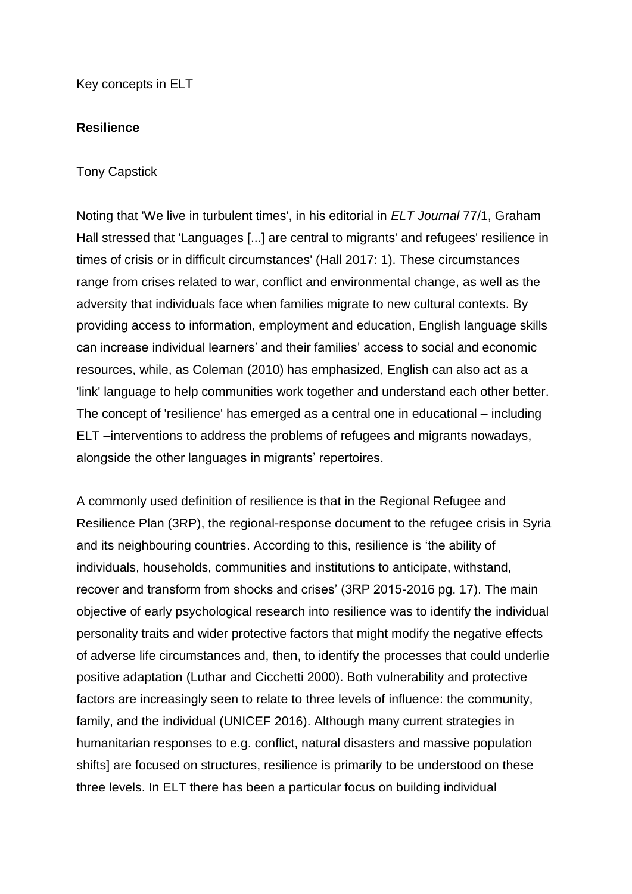Key concepts in ELT

**Resilience**

Tony Capstick

Noting that 'We live in turbulent times', in his editorial in *ELT Journal* 77/1, Graham Hall stressed that 'Languages [...] are central to migrants' and refugees' resilience in times of crisis or in difficult circumstances' (Hall 2017: 1). These circumstances range from crises related to war, conflict and environmental change, as well as the adversity that individuals face when families migrate to new cultural contexts. By providing access to information, employment and education, English language skills can increase individual learners' and their families' access to social and economic resources, while, as Coleman (2010) has emphasized, English can also act as a 'link' language to help communities work together and understand each other better. The concept of 'resilience' has emerged as a central one in educational – including ELT –interventions to address the problems of refugees and migrants nowadays, alongside the other languages in migrants' repertoires.

A commonly used definition of resilience is that in the Regional Refugee and Resilience Plan (3RP), the regional-response document to the refugee crisis in Syria and its neighbouring countries. According to this, resilience is 'the ability of individuals, households, communities and institutions to anticipate, withstand, recover and transform from shocks and crises' (3RP 2015-2016 pg. 17). The main objective of early psychological research into resilience was to identify the individual personality traits and wider protective factors that might modify the negative effects of adverse life circumstances and, then, to identify the processes that could underlie positive adaptation (Luthar and Cicchetti 2000). Both vulnerability and protective factors are increasingly seen to relate to three levels of influence: the community, family, and the individual (UNICEF 2016). Although many current strategies in humanitarian responses to e.g. conflict, natural disasters and massive population shifts] are focused on structures, resilience is primarily to be understood on these three levels. In ELT there has been a particular focus on building individual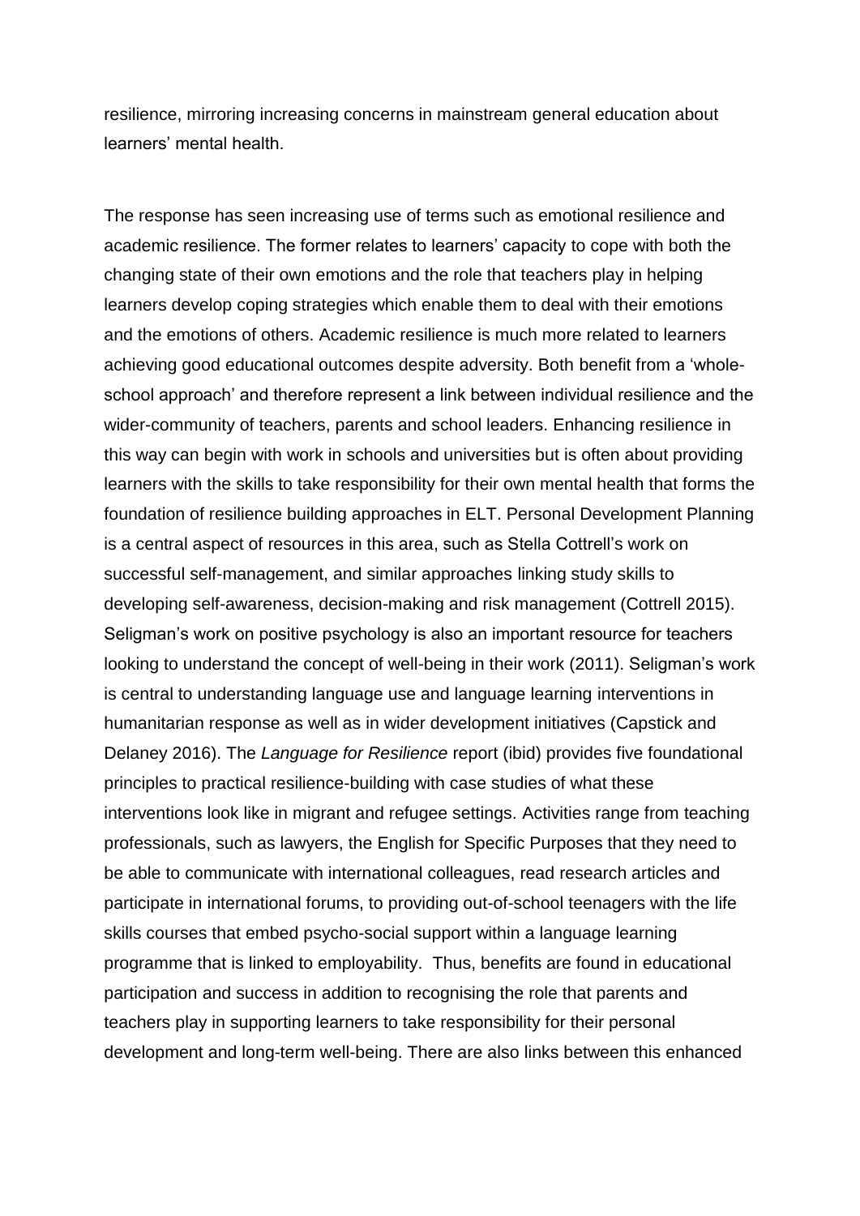resilience, mirroring increasing concerns in mainstream general education about learners' mental health.

The response has seen increasing use of terms such as emotional resilience and academic resilience. The former relates to learners' capacity to cope with both the changing state of their own emotions and the role that teachers play in helping learners develop coping strategies which enable them to deal with their emotions and the emotions of others. Academic resilience is much more related to learners achieving good educational outcomes despite adversity. Both benefit from a 'whole-school approach' and therefore represent a link between individual resilience and the wider-community of teachers, parents and school leaders. Enhancing resilience in this way can begin with work in schools and universities but is often about providing learners with the skills to take responsibility for their own mental health that forms the foundation of resilience building approaches in ELT. Personal Development Planning is a central aspect of resources in this area, such as Stella Cottrell's work on successful self-management, and similar approaches linking study skills to developing self-awareness, decision-making and risk management (Cottrell 2015). Seligman's work on positive psychology is also an important resource for teachers looking to understand the concept of well-being in their work (2011). Seligman's work is central to understanding language use and language learning interventions in humanitarian response as well as in wider development initiatives (Capstick and Delaney 2016). The *Language for Resilience* report (ibid) provides five foundational principles to practical resilience-building with case studies of what these interventions look like in migrant and refugee settings. Activities range from teaching professionals, such as lawyers, the English for Specific Purposes that they need to be able to communicate with international colleagues, read research articles and participate in international forums, to providing out-of-school teenagers with the life skills courses that embed psycho-social support within a language learning programme that is linked to employability. Thus, benefits are found in educational participation and success in addition to recognising the role that parents and teachers play in supporting learners to take responsibility for their personal development and long-term well-being. There are also links between this enhanced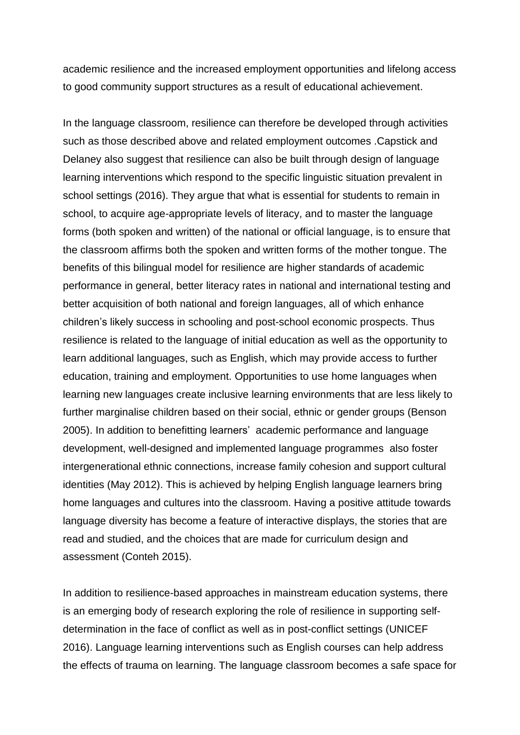academic resilience and the increased employment opportunities and lifelong access to good community support structures as a result of educational achievement.

In the language classroom, resilience can therefore be developed through activities such as those described above and related employment outcomes .Capstick and Delaney also suggest that resilience can also be built through design of language learning interventions which respond to the specific linguistic situation prevalent in school settings (2016). They argue that what is essential for students to remain in school, to acquire age-appropriate levels of literacy, and to master the language forms (both spoken and written) of the national or official language, is to ensure that the classroom affirms both the spoken and written forms of the mother tongue. The benefits of this bilingual model for resilience are higher standards of academic performance in general, better literacy rates in national and international testing and better acquisition of both national and foreign languages, all of which enhance children's likely success in schooling and post-school economic prospects. Thus resilience is related to the language of initial education as well as the opportunity to learn additional languages, such as English, which may provide access to further education, training and employment. Opportunities to use home languages when learning new languages create inclusive learning environments that are less likely to further marginalise children based on their social, ethnic or gender groups (Benson 2005). In addition to benefitting learners' academic performance and language development, well-designed and implemented language programmes also foster intergenerational ethnic connections, increase family cohesion and support cultural identities (May 2012). This is achieved by helping English language learners bring home languages and cultures into the classroom. Having a positive attitude towards language diversity has become a feature of interactive displays, the stories that are read and studied, and the choices that are made for curriculum design and assessment (Conteh 2015).

In addition to resilience-based approaches in mainstream education systems, there is an emerging body of research exploring the role of resilience in supporting self-determination in the face of conflict as well as in post-conflict settings (UNICEF 2016). Language learning interventions such as English courses can help address the effects of trauma on learning. The language classroom becomes a safe space for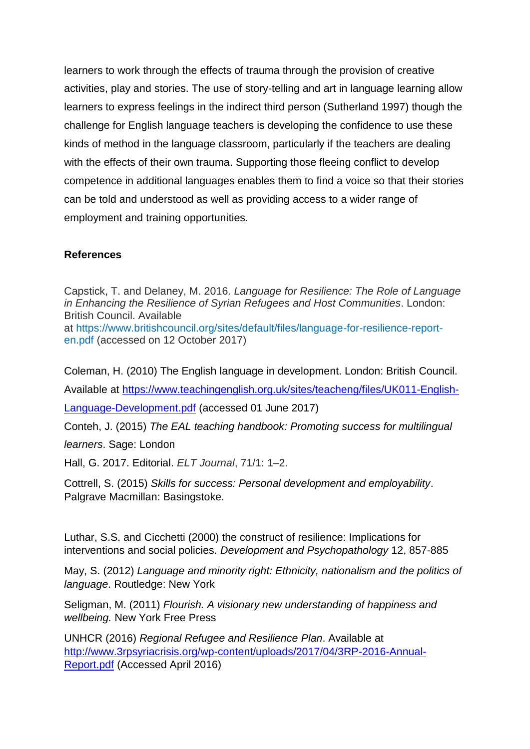learners to work through the effects of trauma through the provision of creative activities, play and stories. The use of story-telling and art in language learning allow learners to express feelings in the indirect third person (Sutherland 1997) though the challenge for English language teachers is developing the confidence to use these kinds of method in the language classroom, particularly if the teachers are dealing with the effects of their own trauma. Supporting those fleeing conflict to develop competence in additional languages enables them to find a voice so that their stories can be told and understood as well as providing access to a wider range of employment and training opportunities.

**References**

Capstick, T. and Delaney, M. 2016. *Language for Resilience: The Role of Language in Enhancing the Resilience of Syrian Refugees and Host Communities*. London: British Council. Available at https://www.britishcouncil.org/sites/default/files/language-for-resilience-report-en.pdf (accessed on 12 October 2017)

Coleman, H. (2010) The English language in development. London: British Council. Available at https://www.teachingenglish.org.uk/sites/teacheng/files/UK011-English-Language-Development.pdf (accessed 01 June 2017)

Conteh, J. (2015) *The EAL teaching handbook: Promoting success for multilingual learners*. Sage: London

Hall, G. 2017. Editorial. *ELT Journal*, 71/1: 1–2.

Cottrell, S. (2015) *Skills for success: Personal development and employability*. Palgrave Macmillan: Basingstoke.

Luthar, S.S. and Cicchetti (2000) the construct of resilience: Implications for interventions and social policies. *Development and Psychopathology* 12, 857-885

May, S. (2012) *Language and minority right: Ethnicity, nationalism and the politics of language*. Routledge: New York

Seligman, M. (2011) *Flourish. A visionary new understanding of happiness and wellbeing.* New York Free Press

UNHCR (2016) *Regional Refugee and Resilience Plan*. Available at http://www.3rpsyriacrisis.org/wp-content/uploads/2017/04/3RP-2016-Annual-Report.pdf (Accessed April 2016)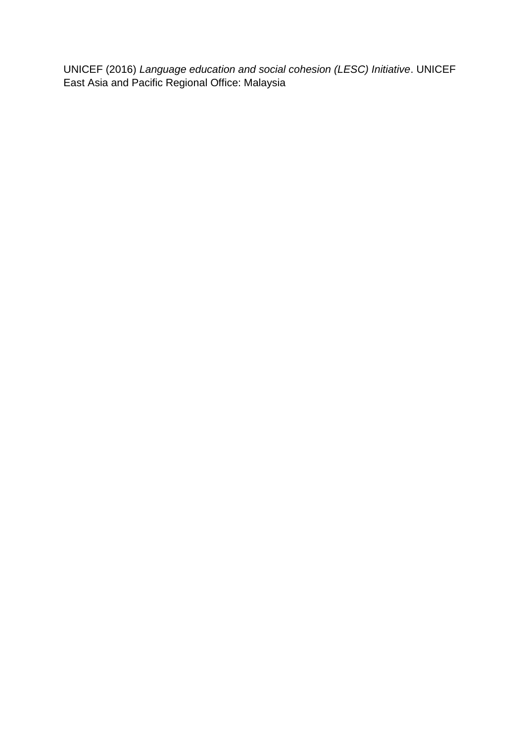UNICEF (2016) *Language education and social cohesion (LESC) Initiative*. UNICEF East Asia and Pacific Regional Office: Malaysia